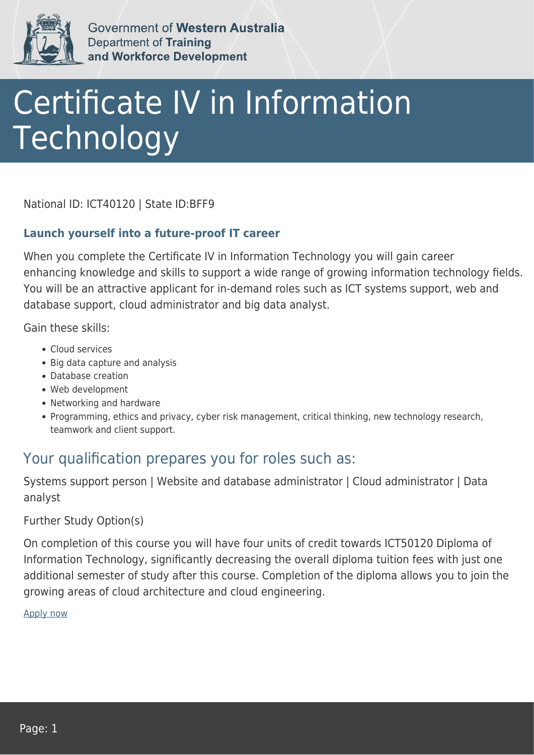Government of **Western Australia**
Department of **Training and Workforce Development**

# Certificate IV in Information Technology

National ID: ICT40120 | State ID:BFF9

### Launch yourself into a future-proof IT career

When you complete the Certificate IV in Information Technology you will gain career enhancing knowledge and skills to support a wide range of growing information technology fields. You will be an attractive applicant for in-demand roles such as ICT systems support, web and database support, cloud administrator and big data analyst.

Gain these skills:

- Cloud services
- Big data capture and analysis
- Database creation
- Web development
- Networking and hardware
- Programming, ethics and privacy, cyber risk management, critical thinking, new technology research, teamwork and client support.

## Your qualification prepares you for roles such as:

Systems support person | Website and database administrator | Cloud administrator | Data analyst

Further Study Option(s)

On completion of this course you will have four units of credit towards ICT50120 Diploma of Information Technology, significantly decreasing the overall diploma tuition fees with just one additional semester of study after this course. Completion of the diploma allows you to join the growing areas of cloud architecture and cloud engineering.

Apply now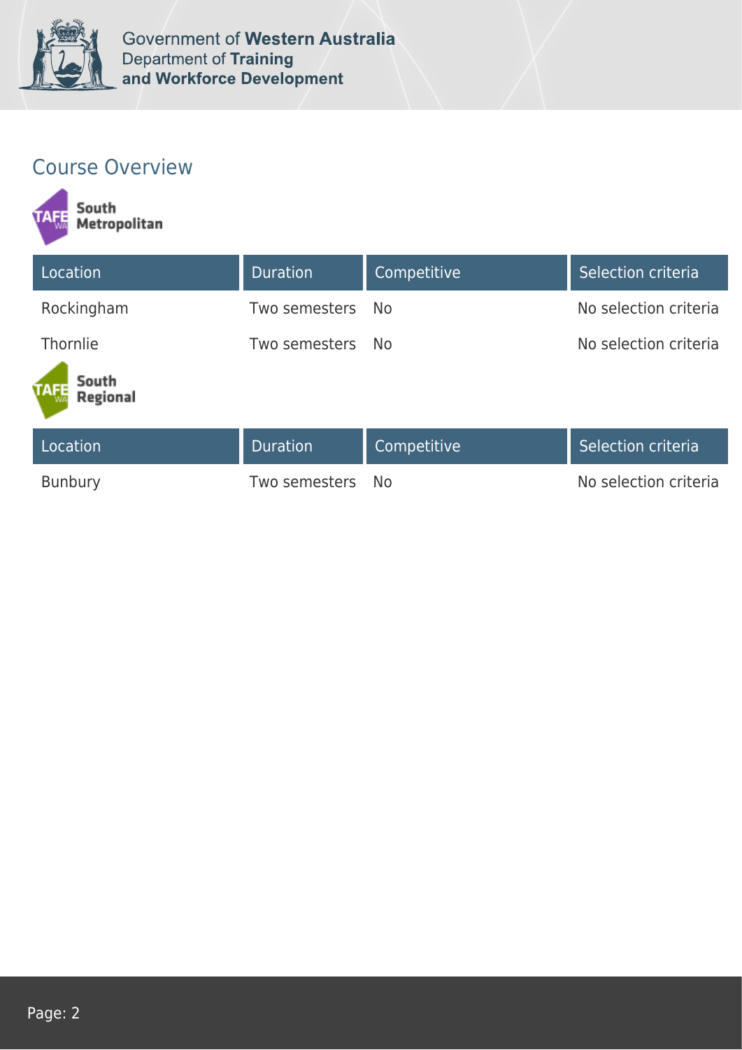## Course Overview

South Metropolitan

| Location | Duration | Competitive | Selection criteria |
| --- | --- | --- | --- |
| Rockingham | Two semesters | No | No selection criteria |
| Thornlie | Two semesters | No | No selection criteria |

South Regional

| Location | Duration | Competitive | Selection criteria |
| --- | --- | --- | --- |
| Bunbury | Two semesters | No | No selection criteria |